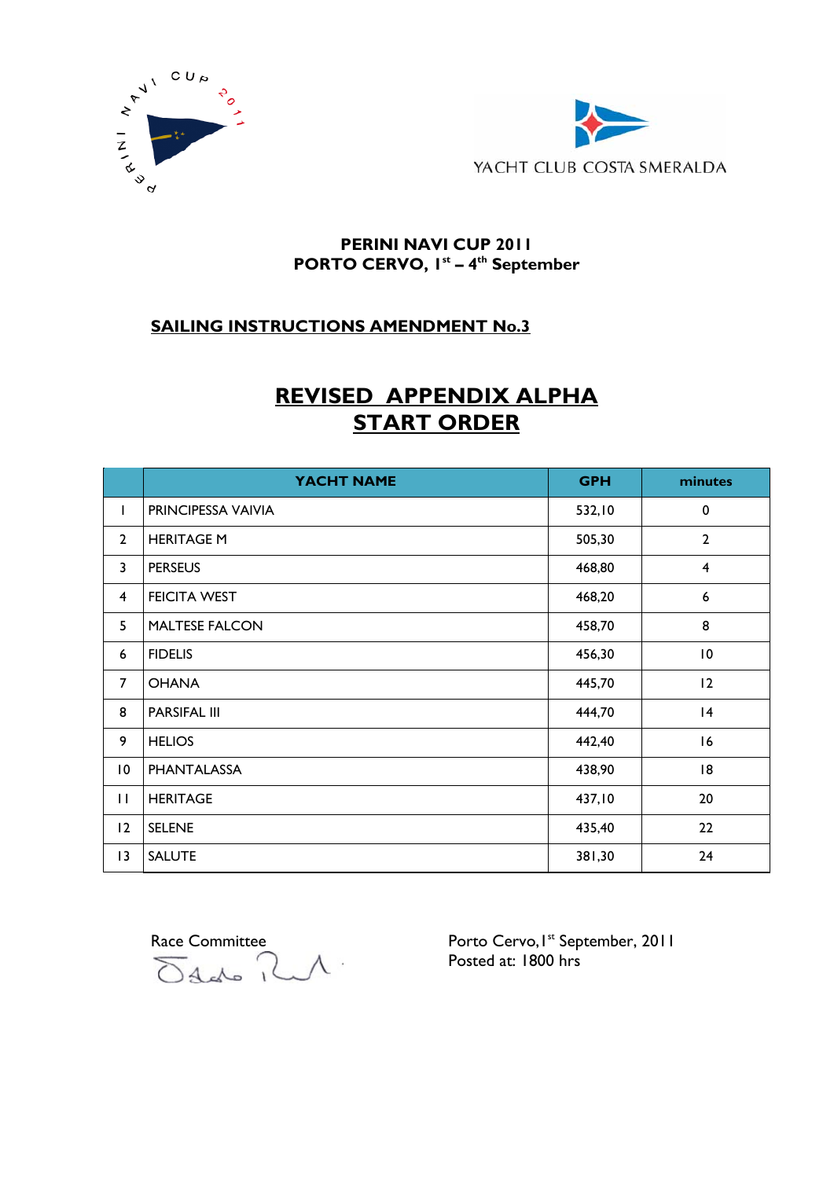YACHT CLUB COSTA SMERALDA

**PERINI NAVI CUP 2011**
**PORTO CERVO, 1st – 4th September**

**SAILING INSTRUCTIONS AMENDMENT No.3**

# REVISED APPENDIX ALPHA
# START ORDER

| | YACHT NAME | GPH | minutes |
|---|---|---|---|
| 1 | PRINCIPESSA VAIVIA | 532,10 | 0 |
| 2 | HERITAGE M | 505,30 | 2 |
| 3 | PERSEUS | 468,80 | 4 |
| 4 | FEICITA WEST | 468,20 | 6 |
| 5 | MALTESE FALCON | 458,70 | 8 |
| 6 | FIDELIS | 456,30 | 10 |
| 7 | OHANA | 445,70 | 12 |
| 8 | PARSIFAL III | 444,70 | 14 |
| 9 | HELIOS | 442,40 | 16 |
| 10 | PHANTALASSA | 438,90 | 18 |
| 11 | HERITAGE | 437,10 | 20 |
| 12 | SELENE | 435,40 | 22 |
| 13 | SALUTE | 381,30 | 24 |

Race Committee

Porto Cervo, 1st September, 2011
Posted at: 1800 hrs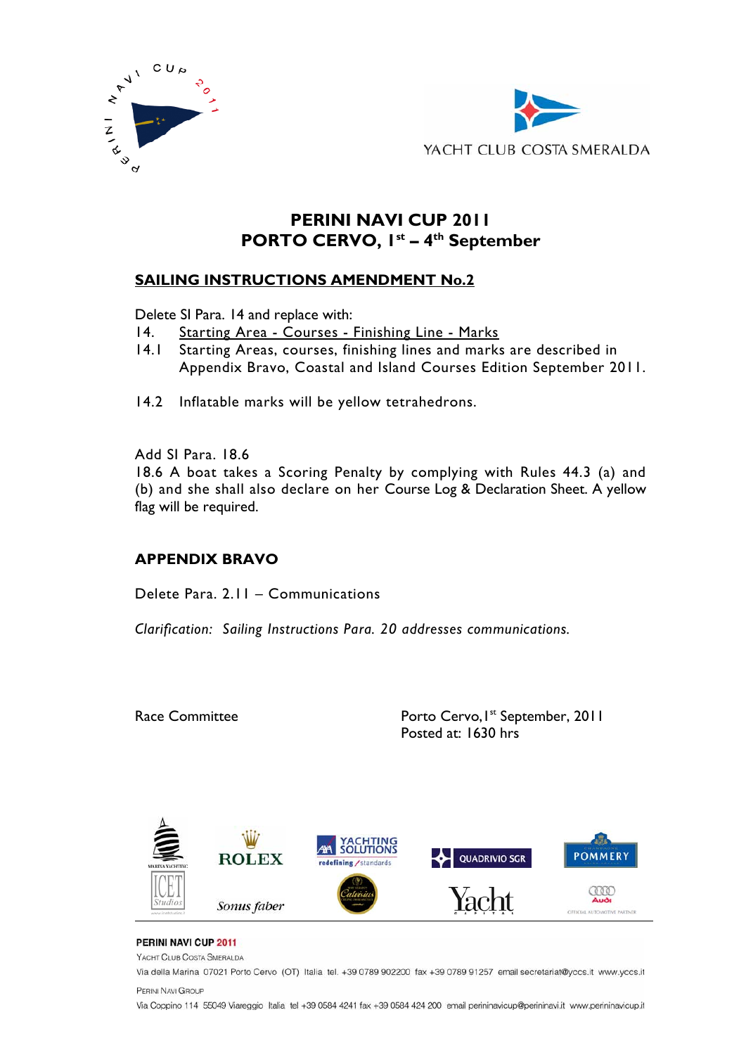# PERINI NAVI CUP 2011
# PORTO CERVO, 1st – 4th September

## SAILING INSTRUCTIONS AMENDMENT No.2

Delete SI Para. 14 and replace with:

14. Starting Area - Courses - Finishing Line - Marks

14.1 Starting Areas, courses, finishing lines and marks are described in Appendix Bravo, Coastal and Island Courses Edition September 2011.

14.2 Inflatable marks will be yellow tetrahedrons.

Add SI Para. 18.6

18.6 A boat takes a Scoring Penalty by complying with Rules 44.3 (a) and (b) and she shall also declare on her Course Log & Declaration Sheet. A yellow flag will be required.

## APPENDIX BRAVO

Delete Para. 2.11 – Communications

*Clarification: Sailing Instructions Para. 20 addresses communications.*

Race Committee

Porto Cervo, 1st September, 2011
Posted at: 1630 hrs

**PERINI NAVI CUP 2011**
YACHT CLUB COSTA SMERALDA
Via della Marina 07021 Porto Cervo (OT) Italia tel. +39 0789 902200 fax +39 0789 91257 email secretariat@yccs.it www.yccs.it
PERINI NAVI GROUP
Via Coppino 114 55049 Viareggio Italia tel +39 0584 4241 fax +39 0584 424 200 email perininavicup@perininavi.it www.perininavicup.it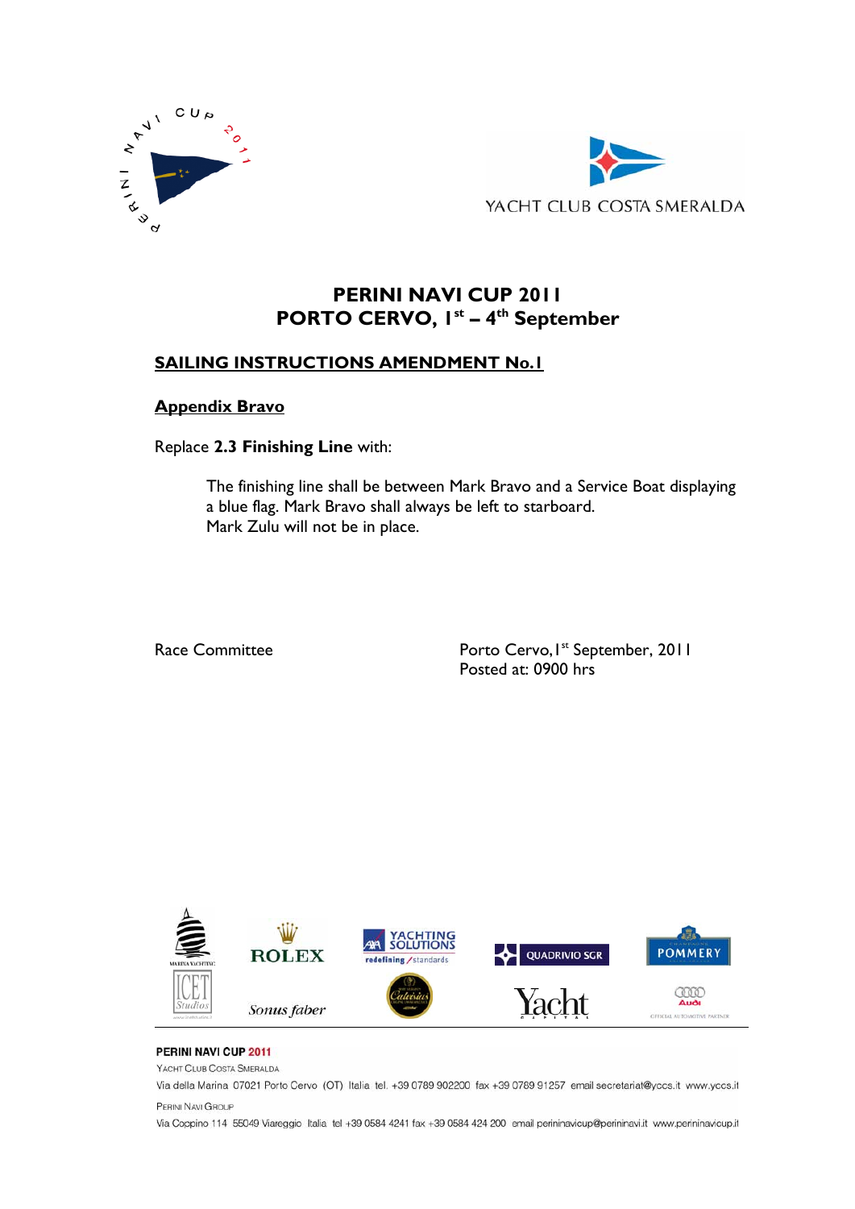YACHT CLUB COSTA SMERALDA

# PERINI NAVI CUP 2011
# PORTO CERVO, 1st – 4th September

## SAILING INSTRUCTIONS AMENDMENT No.1

### Appendix Bravo

Replace **2.3 Finishing Line** with:

> The finishing line shall be between Mark Bravo and a Service Boat displaying a blue flag. Mark Bravo shall always be left to starboard.
> Mark Zulu will not be in place.

Race Committee

Porto Cervo, 1st September, 2011
Posted at: 0900 hrs

**PERINI NAVI CUP 2011**
YACHT CLUB COSTA SMERALDA
Via della Marina 07021 Porto Cervo (OT) Italia tel. +39 0789 902200 fax +39 0789 91257 email secretariat@yccs.it www.yccs.it
PERINI NAVI GROUP
Via Coppino 114 55049 Viareggio Italia tel +39 0584 4241 fax +39 0584 424 200 email material@perininavi.it www.perininavicup.it